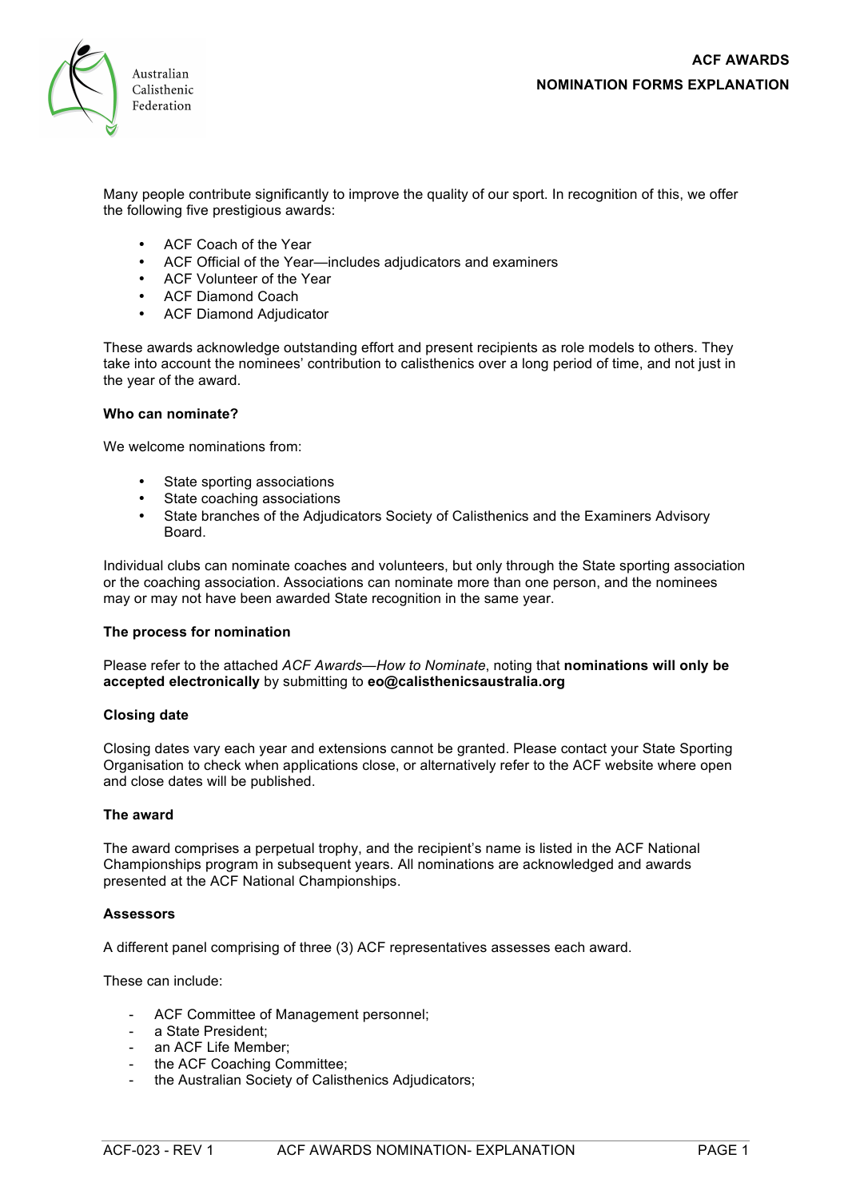# ACF AWARDS
## NOMINATION FORMS EXPLANATION

Many people contribute significantly to improve the quality of our sport. In recognition of this, we offer the following five prestigious awards:

- ACF Coach of the Year
- ACF Official of the Year—includes adjudicators and examiners
- ACF Volunteer of the Year
- ACF Diamond Coach
- ACF Diamond Adjudicator

These awards acknowledge outstanding effort and present recipients as role models to others. They take into account the nominees' contribution to calisthenics over a long period of time, and not just in the year of the award.

**Who can nominate?**

We welcome nominations from:

- State sporting associations
- State coaching associations
- State branches of the Adjudicators Society of Calisthenics and the Examiners Advisory Board.

Individual clubs can nominate coaches and volunteers, but only through the State sporting association or the coaching association. Associations can nominate more than one person, and the nominees may or may not have been awarded State recognition in the same year.

**The process for nomination**

Please refer to the attached *ACF Awards—How to Nominate*, noting that **nominations will only be accepted electronically** by submitting to **eo@calisthenicsaustralia.org**

**Closing date**

Closing dates vary each year and extensions cannot be granted. Please contact your State Sporting Organisation to check when applications close, or alternatively refer to the ACF website where open and close dates will be published.

**The award**

The award comprises a perpetual trophy, and the recipient's name is listed in the ACF National Championships program in subsequent years. All nominations are acknowledged and awards presented at the ACF National Championships.

**Assessors**

A different panel comprising of three (3) ACF representatives assesses each award.

These can include:

- ACF Committee of Management personnel;
- a State President;
- an ACF Life Member;
- the ACF Coaching Committee;
- the Australian Society of Calisthenics Adjudicators;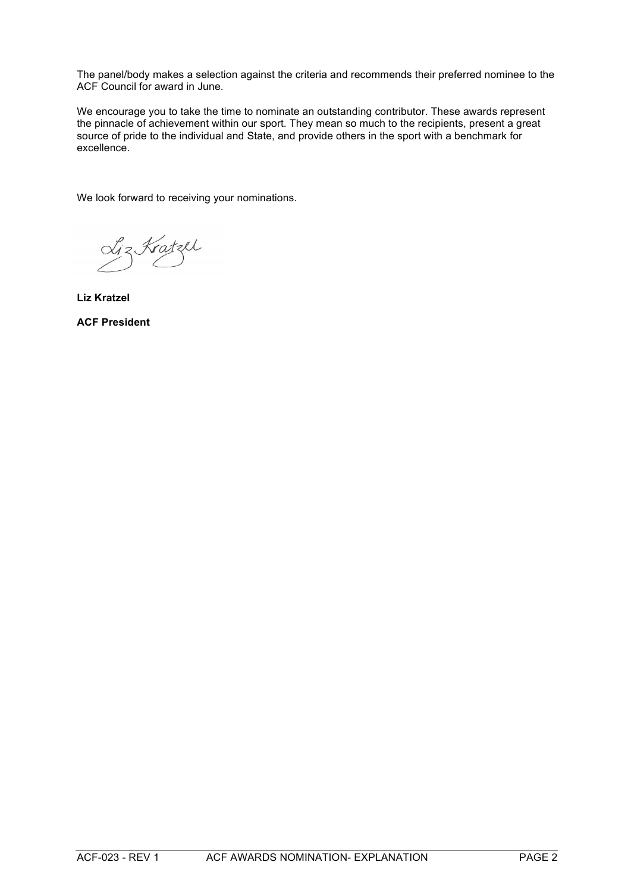The panel/body makes a selection against the criteria and recommends their preferred nominee to the ACF Council for award in June.

We encourage you to take the time to nominate an outstanding contributor. These awards represent the pinnacle of achievement within our sport. They mean so much to the recipients, present a great source of pride to the individual and State, and provide others in the sport with a benchmark for excellence.

We look forward to receiving your nominations.

**Liz Kratzel**

**ACF President**